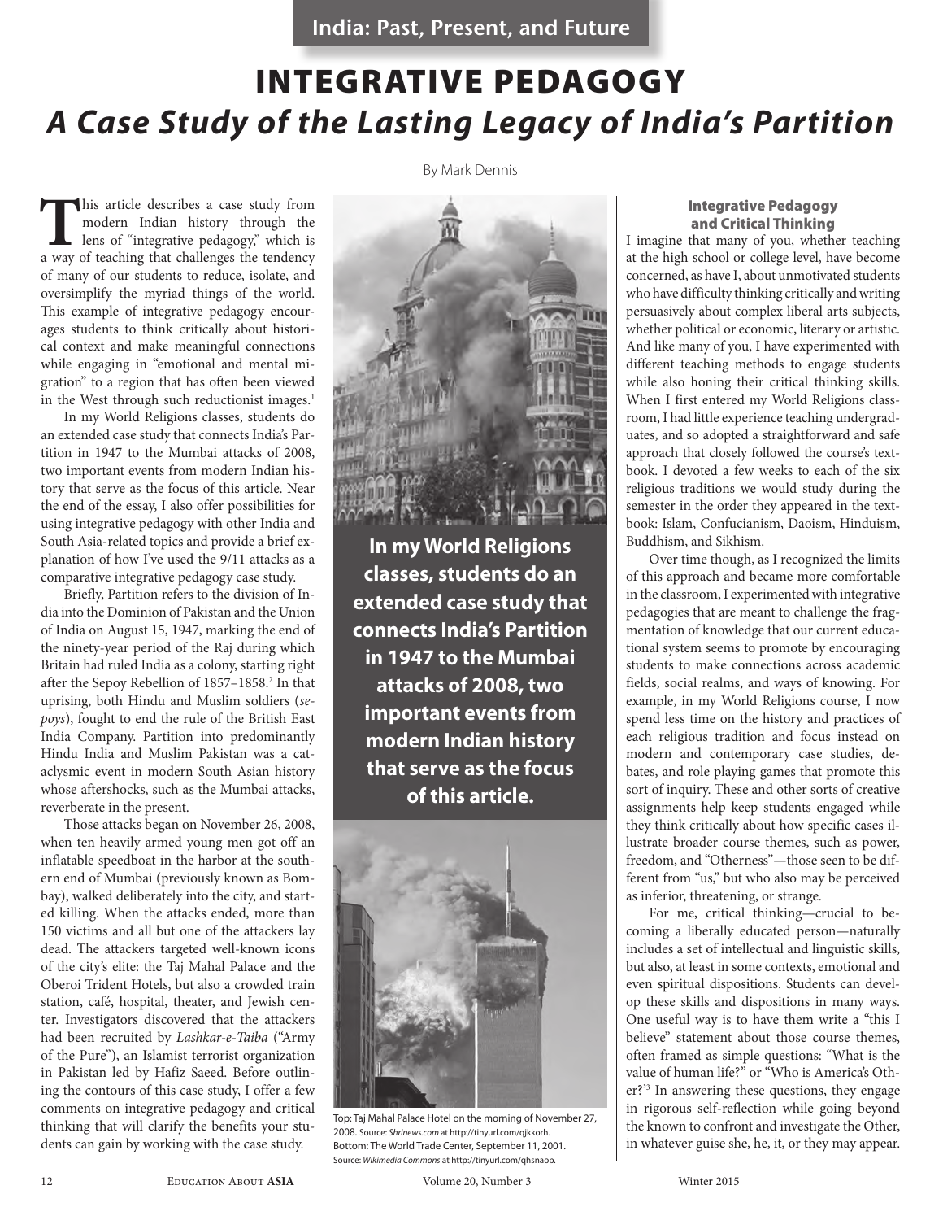# INTEGRATIVE PEDAGOGY

## *A Case Study of the Lasting Legacy of India's Partition*

By Mark Dennis

This article describes a case study from modern Indian history through the lens of "integrative pedagogy," which is a way of teaching that challenges the tendency of many of our students to reduce, isolate, and oversimplify the myriad things of the world. This example of integrative pedagogy encourages students to think critically about historical context and make meaningful connections while engaging in "emotional and mental migration" to a region that has often been viewed in the West through such reductionist images.[1]

In my World Religions classes, students do an extended case study that connects India's Partition in 1947 to the Mumbai attacks of 2008, two important events from modern Indian history that serve as the focus of this article. Near the end of the essay, I also offer possibilities for using integrative pedagogy with other India and South Asia-related topics and provide a brief explanation of how I've used the 9/11 attacks as a comparative integrative pedagogy case study.

Briefly, Partition refers to the division of India into the Dominion of Pakistan and the Union of India on August 15, 1947, marking the end of the ninety-year period of the Raj during which Britain had ruled India as a colony, starting right after the Sepoy Rebellion of 1857–1858.[2] In that uprising, both Hindu and Muslim soldiers (*sepoys*), fought to end the rule of the British East India Company. Partition into predominantly Hindu India and Muslim Pakistan was a cataclysmic event in modern South Asian history whose aftershocks, such as the Mumbai attacks, reverberate in the present.

Those attacks began on November 26, 2008, when ten heavily armed young men got off an inflatable speedboat in the harbor at the southern end of Mumbai (previously known as Bombay), walked deliberately into the city, and started killing. When the attacks ended, more than 150 victims and all but one of the attackers lay dead. The attackers targeted well-known icons of the city's elite: the Taj Mahal Palace and the Oberoi Trident Hotels, but also a crowded train station, café, hospital, theater, and Jewish center. Investigators discovered that the attackers had been recruited by *Lashkar-e-Taiba* ("Army of the Pure"), an Islamist terrorist organization in Pakistan led by Hafiz Saeed. Before outlining the contours of this case study, I offer a few comments on integrative pedagogy and critical thinking that will clarify the benefits your students can gain by working with the case study.

**In my World Religions classes, students do an extended case study that connects India's Partition in 1947 to the Mumbai attacks of 2008, two important events from modern Indian history that serve as the focus of this article.**

Top: Taj Mahal Palace Hotel on the morning of November 27, 2008. Source: *Shrinews.com* at http://tinyurl.com/qjkkorh.
Bottom: The World Trade Center, September 11, 2001. Source: *Wikimedia Commons* at http://tinyurl.com/qhsnaop.

### Integrative Pedagogy and Critical Thinking

I imagine that many of you, whether teaching at the high school or college level, have become concerned, as have I, about unmotivated students who have difficulty thinking critically and writing persuasively about complex liberal arts subjects, whether political or economic, literary or artistic. And like many of you, I have experimented with different teaching methods to engage students while also honing their critical thinking skills. When I first entered my World Religions classroom, I had little experience teaching undergraduates, and so adopted a straightforward and safe approach that closely followed the course's textbook. I devoted a few weeks to each of the six religious traditions we would study during the semester in the order they appeared in the textbook: Islam, Confucianism, Daoism, Hinduism, Buddhism, and Sikhism.

Over time though, as I recognized the limits of this approach and became more comfortable in the classroom, I experimented with integrative pedagogies that are meant to challenge the fragmentation of knowledge that our current educational system seems to promote by encouraging students to make connections across academic fields, social realms, and ways of knowing. For example, in my World Religions course, I now spend less time on the history and practices of each religious tradition and focus instead on modern and contemporary case studies, debates, and role playing games that promote this sort of inquiry. These and other sorts of creative assignments help keep students engaged while they think critically about how specific cases illustrate broader course themes, such as power, freedom, and "Otherness"—those seen to be different from "us," but who also may be perceived as inferior, threatening, or strange.

For me, critical thinking—crucial to becoming a liberally educated person—naturally includes a set of intellectual and linguistic skills, but also, at least in some contexts, emotional and even spiritual dispositions. Students can develop these skills and dispositions in many ways. One useful way is to have them write a "this I believe" statement about those course themes, often framed as simple questions: "What is the value of human life?" or "Who is America's Other?"[3] In answering these questions, they engage in rigorous self-reflection while going beyond the known to confront and investigate the Other, in whatever guise she, he, it, or they may appear.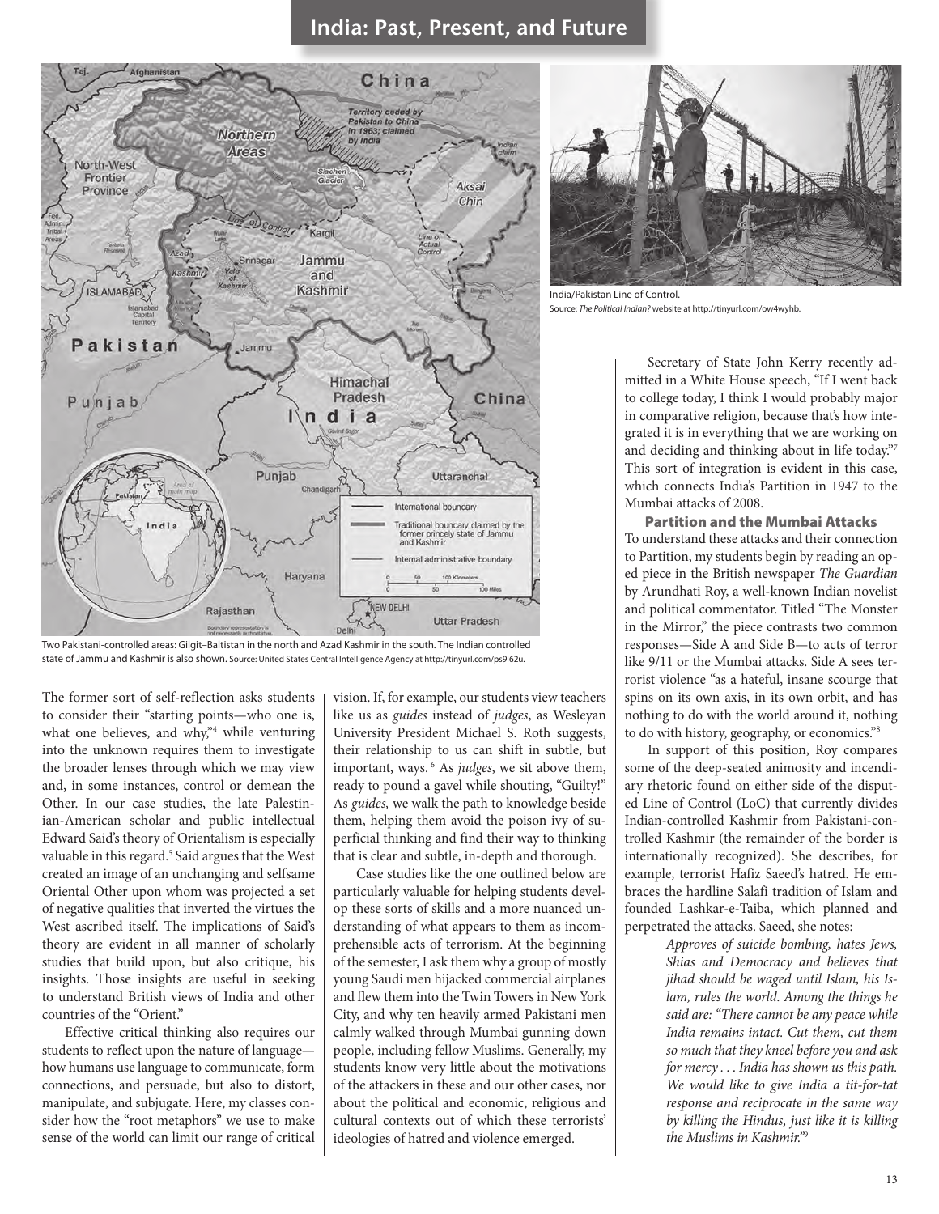Two Pakistani-controlled areas: Gilgit–Baltistan in the north and Azad Kashmir in the south. The Indian controlled state of Jammu and Kashmir is also shown. Source: United States Central Intelligence Agency at http://tinyurl.com/ps9l62u.

India/Pakistan Line of Control.
Source: *The Political Indian?* website at http://tinyurl.com/ow4wyhb.

The former sort of self-reflection asks students to consider their "starting points—who one is, what one believes, and why,"[4] while venturing into the unknown requires them to investigate the broader lenses through which we may view and, in some instances, control or demean the Other. In our case studies, the late Palestinian-American scholar and public intellectual Edward Said's theory of Orientalism is especially valuable in this regard.[5] Said argues that the West created an image of an unchanging and selfsame Oriental Other upon whom was projected a set of negative qualities that inverted the virtues the West ascribed itself. The implications of Said's theory are evident in all manner of scholarly studies that build upon, but also critique, his insights. Those insights are useful in seeking to understand British views of India and other countries of the "Orient."

Effective critical thinking also requires our students to reflect upon the nature of language—how humans use language to communicate, form connections, and persuade, but also to distort, manipulate, and subjugate. Here, my classes consider how the "root metaphors" we use to make sense of the world can limit our range of critical vision. If, for example, our students view teachers like us as *guides* instead of *judges*, as Wesleyan University President Michael S. Roth suggests, their relationship to us can shift in subtle, but important, ways.[6] As *judges*, we sit above them, ready to pound a gavel while shouting, "Guilty!" As *guides,* we walk the path to knowledge beside them, helping them avoid the poison ivy of superficial thinking and find their way to thinking that is clear and subtle, in-depth and thorough.

Case studies like the one outlined below are particularly valuable for helping students develop these sorts of skills and a more nuanced understanding of what appears to them as incomprehensible acts of terrorism. At the beginning of the semester, I ask them why a group of mostly young Saudi men hijacked commercial airplanes and flew them into the Twin Towers in New York City, and why ten heavily armed Pakistani men calmly walked through Mumbai gunning down people, including fellow Muslims. Generally, my students know very little about the motivations of the attackers in these and our other cases, nor about the political and economic, religious and cultural contexts out of which these terrorists' ideologies of hatred and violence emerged.

Secretary of State John Kerry recently admitted in a White House speech, "If I went back to college today, I think I would probably major in comparative religion, because that's how integrated it is in everything that we are working on and deciding and thinking about in life today."[7] This sort of integration is evident in this case, which connects India's Partition in 1947 to the Mumbai attacks of 2008.

## Partition and the Mumbai Attacks

To understand these attacks and their connection to Partition, my students begin by reading an op-ed piece in the British newspaper *The Guardian* by Arundhati Roy, a well-known Indian novelist and political commentator. Titled "The Monster in the Mirror," the piece contrasts two common responses—Side A and Side B—to acts of terror like 9/11 or the Mumbai attacks. Side A sees terrorist violence "as a hateful, insane scourge that spins on its own axis, in its own orbit, and has nothing to do with the world around it, nothing to do with history, geography, or economics."[8]

In support of this position, Roy compares some of the deep-seated animosity and incendiary rhetoric found on either side of the disputed Line of Control (LoC) that currently divides Indian-controlled Kashmir from Pakistani-controlled Kashmir (the remainder of the border is internationally recognized). She describes, for example, terrorist Hafiz Saeed's hatred. He embraces the hardline Salafi tradition of Islam and founded Lashkar-e-Taiba, which planned and perpetrated the attacks. Saeed, she notes:

> *Approves of suicide bombing, hates Jews, Shias and Democracy and believes that jihad should be waged until Islam, his Islam, rules the world. Among the things he said are: "There cannot be any peace while India remains intact. Cut them, cut them so much that they kneel before you and ask for mercy . . . India has shown us this path. We would like to give India a tit-for-tat response and reciprocate in the same way by killing the Hindus, just like it is killing the Muslims in Kashmir."*[9]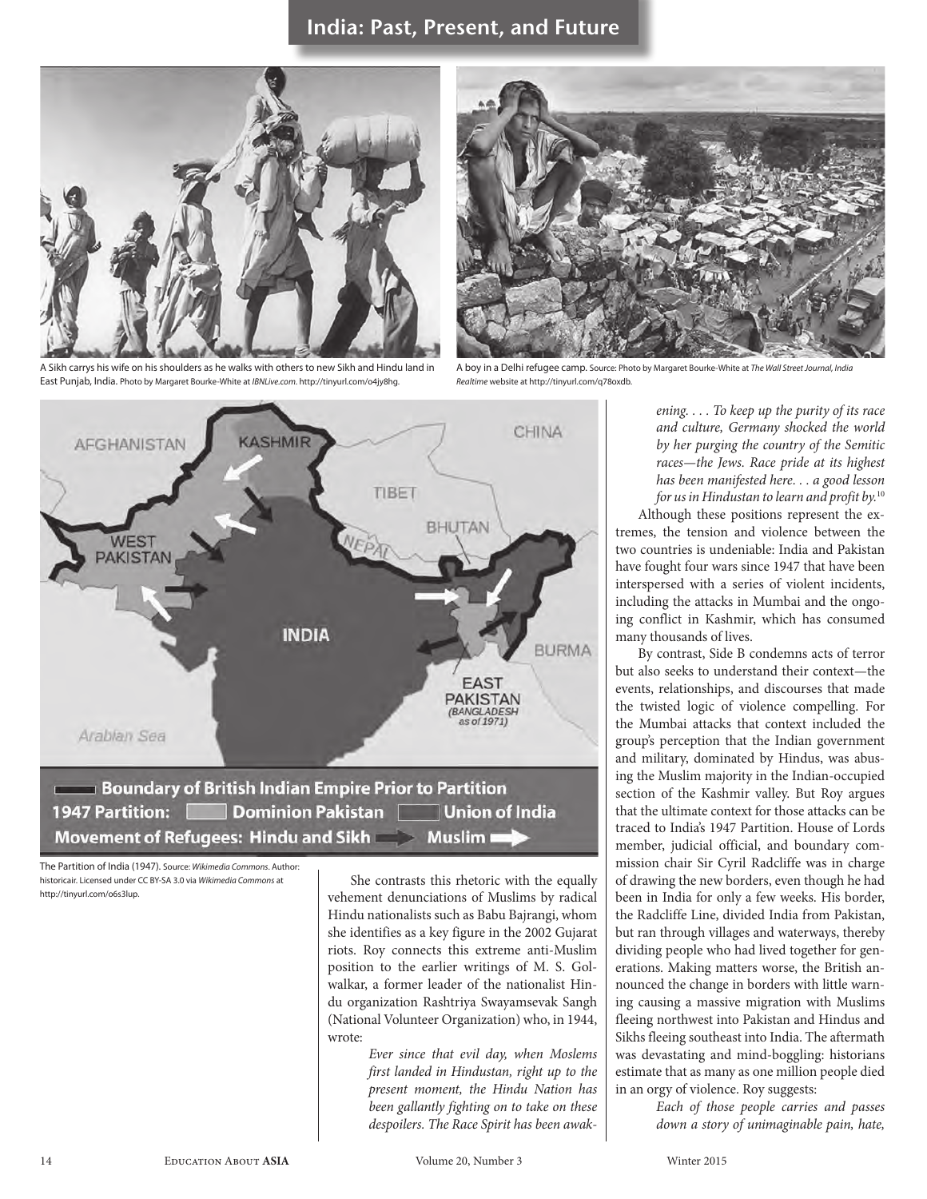A Sikh carrys his wife on his shoulders as he walks with others to new Sikh and Hindu land in East Punjab, India. Photo by Margaret Bourke-White at *IBNLive.com*. http://tinyurl.com/o4jy8hg.

A boy in a Delhi refugee camp. Source: Photo by Margaret Bourke-White at *The Wall Street Journal, India Realtime* website at http://tinyurl.com/q78oxdb.

The Partition of India (1947). Source: *Wikimedia Commons*. Author: historicair. Licensed under CC BY-SA 3.0 via *Wikimedia Commons* at http://tinyurl.com/o6s3lup.

She contrasts this rhetoric with the equally vehement denunciations of Muslims by radical Hindu nationalists such as Babu Bajrangi, whom she identifies as a key figure in the 2002 Gujarat riots. Roy connects this extreme anti-Muslim position to the earlier writings of M. S. Golwalkar, a former leader of the nationalist Hindu organization Rashtriya Swayamsevak Sangh (National Volunteer Organization) who, in 1944, wrote:

> *Ever since that evil day, when Moslems first landed in Hindustan, right up to the present moment, the Hindu Nation has been gallantly fighting on to take on these despoilers. The Race Spirit has been awakening. . . . To keep up the purity of its race and culture, Germany shocked the world by her purging the country of the Semitic races—the Jews. Race pride at its highest has been manifested here. . . a good lesson for us in Hindustan to learn and profit by.*[10]

Although these positions represent the extremes, the tension and violence between the two countries is undeniable: India and Pakistan have fought four wars since 1947 that have been interspersed with a series of violent incidents, including the attacks in Mumbai and the ongoing conflict in Kashmir, which has consumed many thousands of lives.

By contrast, Side B condemns acts of terror but also seeks to understand their context—the events, relationships, and discourses that made the twisted logic of violence compelling. For the Mumbai attacks that context included the group's perception that the Indian government and military, dominated by Hindus, was abusing the Muslim majority in the Indian-occupied section of the Kashmir valley. But Roy argues that the ultimate context for those attacks can be traced to India's 1947 Partition. House of Lords member, judicial official, and boundary commission chair Sir Cyril Radcliffe was in charge of drawing the new borders, even though he had been in India for only a few weeks. His border, the Radcliffe Line, divided India from Pakistan, but ran through villages and waterways, thereby dividing people who had lived together for generations. Making matters worse, the British announced the change in borders with little warning causing a massive migration with Muslims fleeing northwest into Pakistan and Hindus and Sikhs fleeing southeast into India. The aftermath was devastating and mind-boggling: historians estimate that as many as one million people died in an orgy of violence. Roy suggests:

> *Each of those people carries and passes down a story of unimaginable pain, hate,*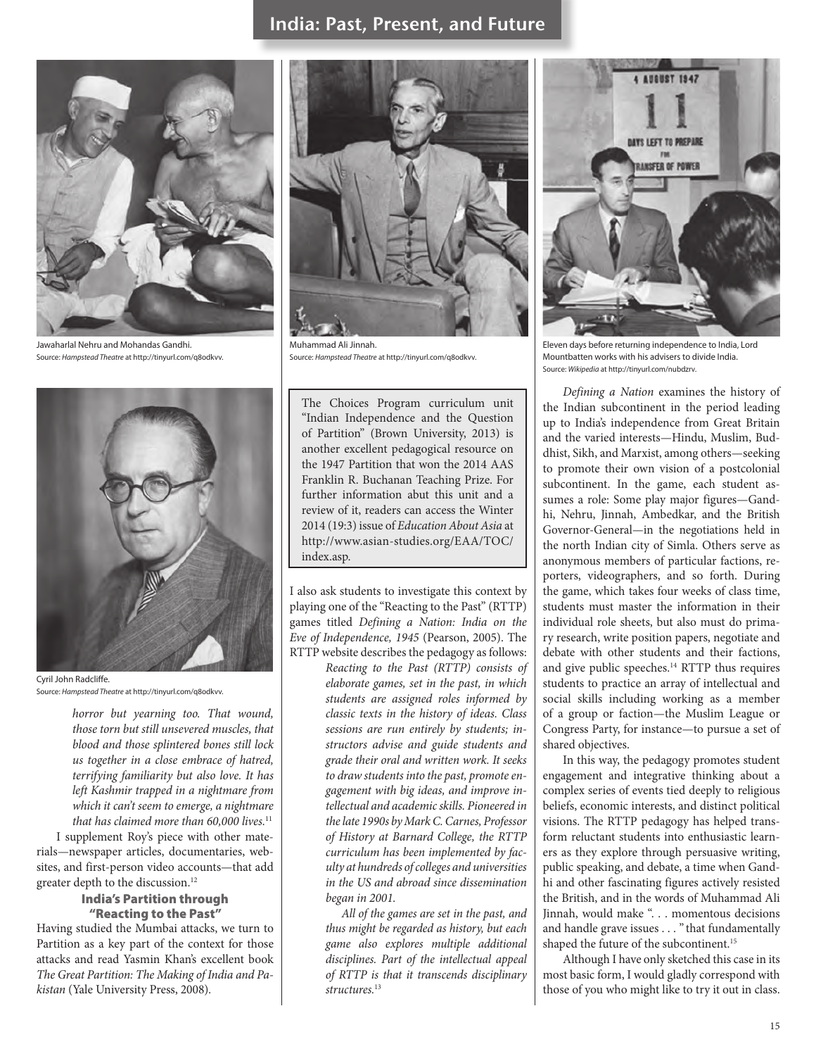Jawaharlal Nehru and Mohandas Gandhi.
Source: *Hampstead Theatre* at http://tinyurl.com/q8odkvv.

Muhammad Ali Jinnah.
Source: *Hampstead Theatre* at http://tinyurl.com/q8odkvv.

Eleven days before returning independence to India, Lord Mountbatten works with his advisers to divide India.
Source: *Wikipedia* at http://tinyurl.com/nubdzrv.

Cyril John Radcliffe.
Source: *Hampstead Theatre* at http://tinyurl.com/q8odkvv.

> *horror but yearning too. That wound, those torn but still unsevered muscles, that blood and those splintered bones still lock us together in a close embrace of hatred, terrifying familiarity but also love. It has left Kashmir trapped in a nightmare from which it can't seem to emerge, a nightmare that has claimed more than 60,000 lives.*[11]

I supplement Roy's piece with other materials—newspaper articles, documentaries, websites, and first-person video accounts—that add greater depth to the discussion.[12]

### India's Partition through "Reacting to the Past"

Having studied the Mumbai attacks, we turn to Partition as a key part of the context for those attacks and read Yasmin Khan's excellent book *The Great Partition: The Making of India and Pakistan* (Yale University Press, 2008).

> The Choices Program curriculum unit "Indian Independence and the Question of Partition" (Brown University, 2013) is another excellent pedagogical resource on the 1947 Partition that won the 2014 AAS Franklin R. Buchanan Teaching Prize. For further information abut this unit and a review of it, readers can access the Winter 2014 (19:3) issue of *Education About Asia* at http://www.asian-studies.org/EAA/TOC/index.asp.

I also ask students to investigate this context by playing one of the "Reacting to the Past" (RTTP) games titled *Defining a Nation: India on the Eve of Independence, 1945* (Pearson, 2005). The RTTP website describes the pedagogy as follows:

> *Reacting to the Past (RTTP) consists of elaborate games, set in the past, in which students are assigned roles informed by classic texts in the history of ideas. Class sessions are run entirely by students; instructors advise and guide students and grade their oral and written work. It seeks to draw students into the past, promote engagement with big ideas, and improve intellectual and academic skills. Pioneered in the late 1990s by Mark C. Carnes, Professor of History at Barnard College, the RTTP curriculum has been implemented by faculty at hundreds of colleges and universities in the US and abroad since dissemination began in 2001.*
>
> *All of the games are set in the past, and thus might be regarded as history, but each game also explores multiple additional disciplines. Part of the intellectual appeal of RTTP is that it transcends disciplinary structures.*[13]

*Defining a Nation* examines the history of the Indian subcontinent in the period leading up to India's independence from Great Britain and the varied interests—Hindu, Muslim, Buddhist, Sikh, and Marxist, among others—seeking to promote their own vision of a postcolonial subcontinent. In the game, each student assumes a role: Some play major figures—Gandhi, Nehru, Jinnah, Ambedkar, and the British Governor-General—in the negotiations held in the north Indian city of Simla. Others serve as anonymous members of particular factions, reporters, videographers, and so forth. During the game, which takes four weeks of class time, students must master the information in their individual role sheets, but also must do primary research, write position papers, negotiate and debate with other students and their factions, and give public speeches.[14] RTTP thus requires students to practice an array of intellectual and social skills including working as a member of a group or faction—the Muslim League or Congress Party, for instance—to pursue a set of shared objectives.

In this way, the pedagogy promotes student engagement and integrative thinking about a complex series of events tied deeply to religious beliefs, economic interests, and distinct political visions. The RTTP pedagogy has helped transform reluctant students into enthusiastic learners as they explore through persuasive writing, public speaking, and debate, a time when Gandhi and other fascinating figures actively resisted the British, and in the words of Muhammad Ali Jinnah, would make ". . . momentous decisions and handle grave issues . . . " that fundamentally shaped the future of the subcontinent.[15]

Although I have only sketched this case in its most basic form, I would gladly correspond with those of you who might like to try it out in class.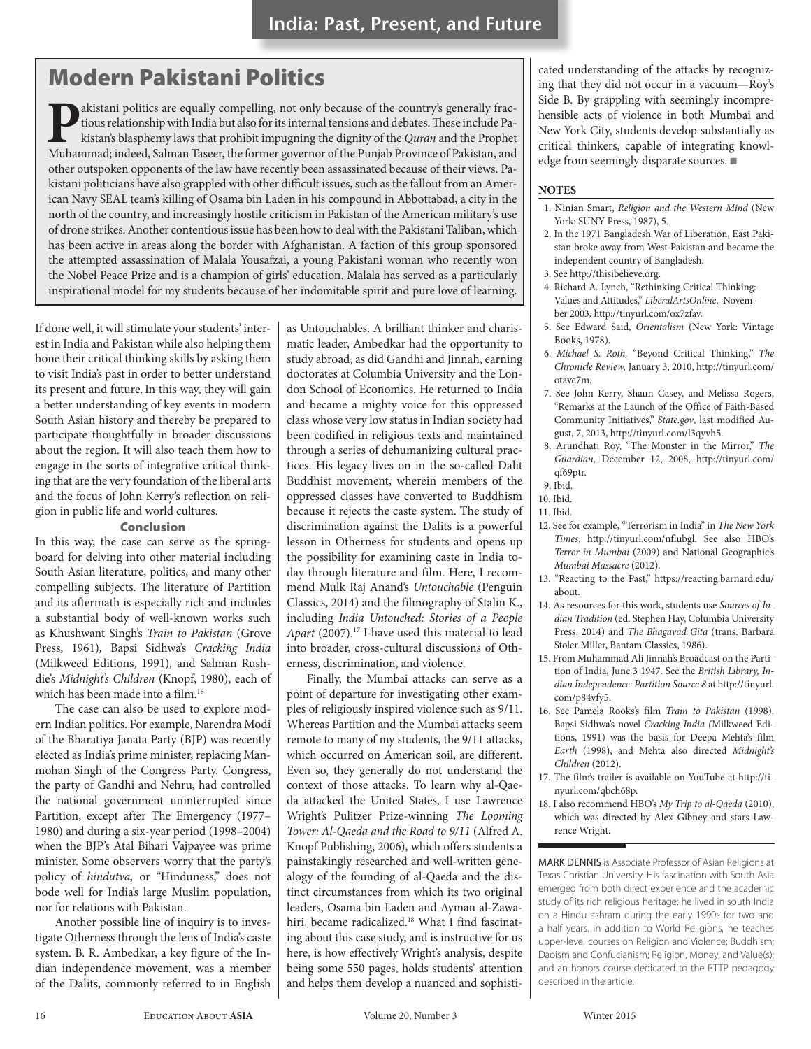## Modern Pakistani Politics

Pakistani politics are equally compelling, not only because of the country's generally fractious relationship with India but also for its internal tensions and debates. These include Pakistan's blasphemy laws that prohibit impugning the dignity of the *Quran* and the Prophet Muhammad; indeed, Salman Taseer, the former governor of the Punjab Province of Pakistan, and other outspoken opponents of the law have recently been assassinated because of their views. Pakistani politicians have also grappled with other difficult issues, such as the fallout from an American Navy SEAL team's killing of Osama bin Laden in his compound in Abbottabad, a city in the north of the country, and increasingly hostile criticism in Pakistan of the American military's use of drone strikes. Another contentious issue has been how to deal with the Pakistani Taliban, which has been active in areas along the border with Afghanistan. A faction of this group sponsored the attempted assassination of Malala Yousafzai, a young Pakistani woman who recently won the Nobel Peace Prize and is a champion of girls' education. Malala has served as a particularly inspirational model for my students because of her indomitable spirit and pure love of learning.

If done well, it will stimulate your students' interest in India and Pakistan while also helping them hone their critical thinking skills by asking them to visit India's past in order to better understand its present and future. In this way, they will gain a better understanding of key events in modern South Asian history and thereby be prepared to participate thoughtfully in broader discussions about the region. It will also teach them how to engage in the sorts of integrative critical thinking that are the very foundation of the liberal arts and the focus of John Kerry's reflection on religion in public life and world cultures.

### Conclusion

In this way, the case can serve as the springboard for delving into other material including South Asian literature, politics, and many other compelling subjects. The literature of Partition and its aftermath is especially rich and includes a substantial body of well-known works such as Khushwant Singh's *Train to Pakistan* (Grove Press, 1961), Bapsi Sidhwa's *Cracking India* (Milkweed Editions, 1991), and Salman Rushdie's *Midnight's Children* (Knopf, 1980), each of which has been made into a film.[16]

The case can also be used to explore modern Indian politics. For example, Narendra Modi of the Bharatiya Janata Party (BJP) was recently elected as India's prime minister, replacing Manmohan Singh of the Congress Party. Congress, the party of Gandhi and Nehru, had controlled the national government uninterrupted since Partition, except after The Emergency (1977–1980) and during a six-year period (1998–2004) when the BJP's Atal Bihari Vajpayee was prime minister. Some observers worry that the party's policy of *hindutva,* or "Hinduness," does not bode well for India's large Muslim population, nor for relations with Pakistan.

Another possible line of inquiry is to investigate Otherness through the lens of India's caste system. B. R. Ambedkar, a key figure of the Indian independence movement, was a member of the Dalits, commonly referred to in English as Untouchables. A brilliant thinker and charismatic leader, Ambedkar had the opportunity to study abroad, as did Gandhi and Jinnah, earning doctorates at Columbia University and the London School of Economics. He returned to India and became a mighty voice for this oppressed class whose very low status in Indian society had been codified in religious texts and maintained through a series of dehumanizing cultural practices. His legacy lives on in the so-called Dalit Buddhist movement, wherein members of the oppressed classes have converted to Buddhism because it rejects the caste system. The study of discrimination against the Dalits is a powerful lesson in Otherness for students and opens up the possibility for examining caste in India today through literature and film. Here, I recommend Mulk Raj Anand's *Untouchable* (Penguin Classics, 2014) and the filmography of Stalin K., including *India Untouched: Stories of a People Apart* (2007).[17] I have used this material to lead into broader, cross-cultural discussions of Otherness, discrimination, and violence.

Finally, the Mumbai attacks can serve as a point of departure for investigating other examples of religiously inspired violence such as 9/11. Whereas Partition and the Mumbai attacks seem remote to many of my students, the 9/11 attacks, which occurred on American soil, are different. Even so, they generally do not understand the context of those attacks. To learn why al-Qaeda attacked the United States, I use Lawrence Wright's Pulitzer Prize-winning *The Looming Tower: Al-Qaeda and the Road to 9/11* (Alfred A. Knopf Publishing, 2006), which offers students a painstakingly researched and well-written genealogy of the founding of al-Qaeda and the distinct circumstances from which its two original leaders, Osama bin Laden and Ayman al-Zawahiri, became radicalized.[18] What I find fascinating about this case study, and is instructive for us here, is how effectively Wright's analysis, despite being some 550 pages, holds students' attention and helps them develop a nuanced and sophisticated understanding of the attacks by recognizing that they did not occur in a vacuum—Roy's Side B. By grappling with seemingly incomprehensible acts of violence in both Mumbai and New York City, students develop substantially as critical thinkers, capable of integrating knowledge from seemingly disparate sources. ■

### NOTES

1. Ninian Smart, *Religion and the Western Mind* (New York: SUNY Press, 1987), 5.
2. In the 1971 Bangladesh War of Liberation, East Pakistan broke away from West Pakistan and became the independent country of Bangladesh.
3. See http://thisibelieve.org.
4. Richard A. Lynch, "Rethinking Critical Thinking: Values and Attitudes," *LiberalArtsOnline*, November 2003, http://tinyurl.com/ox7zfav.
5. See Edward Said, *Orientalism* (New York: Vintage Books, 1978).
6. *Michael S. Roth,* "Beyond Critical Thinking," *The Chronicle Review,* January 3, 2010, http://tinyurl.com/otave7m.
7. See John Kerry, Shaun Casey, and Melissa Rogers, "Remarks at the Launch of the Office of Faith-Based Community Initiatives," *State.gov*, last modified August, 7, 2013, http://tinyurl.com/l3qyvh5.
8. Arundhati Roy, "The Monster in the Mirror," *The Guardian,* December 12, 2008, http://tinyurl.com/qf69ptr.
9. Ibid.
10. Ibid.
11. Ibid.
12. See for example, "Terrorism in India" in *The New York Times*, http://tinyurl.com/nflubgl. See also HBO's *Terror in Mumbai* (2009) and National Geographic's *Mumbai Massacre* (2012).
13. "Reacting to the Past," https://reacting.barnard.edu/about.
14. As resources for this work, students use *Sources of Indian Tradition* (ed. Stephen Hay, Columbia University Press, 2014) and *The Bhagavad Gita* (trans. Barbara Stoler Miller, Bantam Classics, 1986).
15. From Muhammad Ali Jinnah's Broadcast on the Partition of India, June 3 1947. See the *British Library, Indian Independence: Partition Source 8* at http://tinyurl.com/p84vfy5.
16. See Pamela Rooks's film *Train to Pakistan* (1998). Bapsi Sidhwa's novel *Cracking India (*Milkweed Editions, 1991) was the basis for Deepa Mehta's film *Earth* (1998), and Mehta also directed *Midnight's Children* (2012).
17. The film's trailer is available on YouTube at http://tinyurl.com/qbch68p.
18. I also recommend HBO's *My Trip to al-Qaeda* (2010), which was directed by Alex Gibney and stars Lawrence Wright.

MARK DENNIS is Associate Professor of Asian Religions at Texas Christian University. His fascination with South Asia emerged from both direct experience and the academic study of its rich religious heritage: he lived in south India on a Hindu ashram during the early 1990s for two and a half years. In addition to World Religions, he teaches upper-level courses on Religion and Violence; Buddhism; Daoism and Confucianism; Religion, Money, and Value(s); and an honors course dedicated to the RTTP pedagogy described in the article.